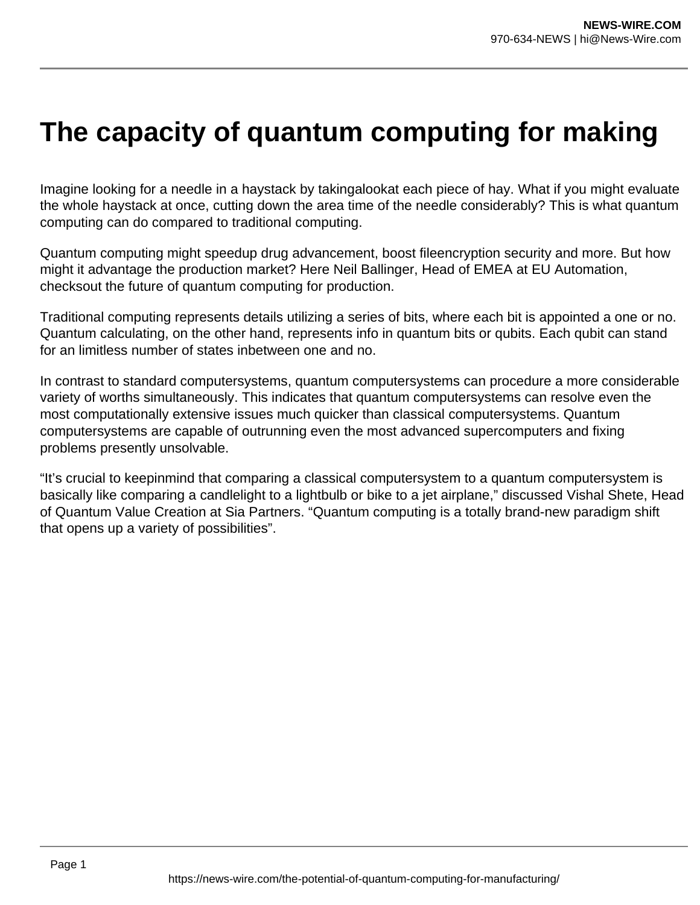# The capacity of quantum computing for making

Imagine looking for a needle in a haystack by takingalookat each piece of hay. What if you might evaluate the whole haystack at once, cutting down the area time of the needle considerably? This is what quantum computing can do compared to traditional computing.

Quantum computing might speedup drug advancement, boost fileencryption security and more. But how might it advantage the production market? Here Neil Ballinger, Head of EMEA at EU Automation, checksout the future of quantum computing for production.

Traditional computing represents details utilizing a series of bits, where each bit is appointed a one or no. Quantum calculating, on the other hand, represents info in quantum bits or qubits. Each qubit can stand for an limitless number of states inbetween one and no.

In contrast to standard computersystems, quantum computersystems can procedure a more considerable variety of worths simultaneously. This indicates that quantum computersystems can resolve even the most computationally extensive issues much quicker than classical computersystems. Quantum computersystems are capable of outrunning even the most advanced supercomputers and fixing problems presently unsolvable.

"It's crucial to keepinmind that comparing a classical computersystem to a quantum computersystem is basically like comparing a candlelight to a lightbulb or bike to a jet airplane," discussed Vishal Shete, Head of Quantum Value Creation at Sia Partners. "Quantum computing is a totally brand-new paradigm shift that opens up a variety of possibilities".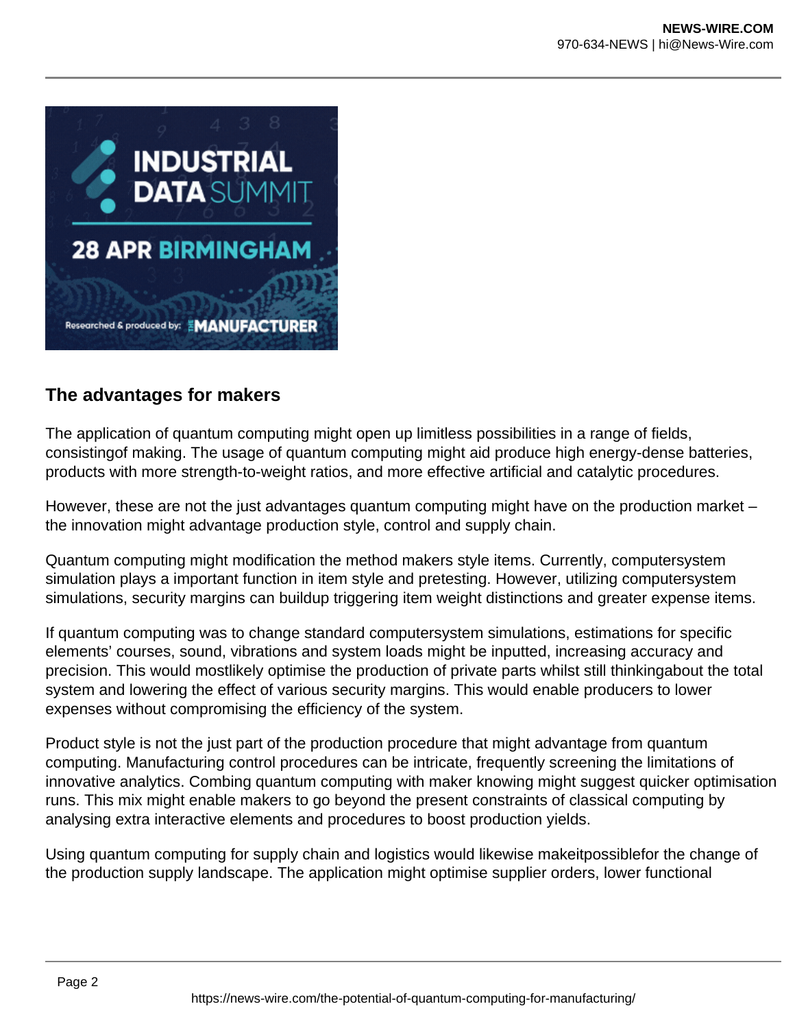## The advantages for makers

The application of quantum computing might open up limitless possibilities in a range of fields, consistingof making. The usage of quantum computing might aid produce high energy-dense batteries, products with more strength-to-weight ratios, and more effective artificial and catalytic procedures.

However, these are not the just advantages quantum computing might have on the production market – the innovation might advantage production style, control and supply chain.

Quantum computing might modification the method makers style items. Currently, computersystem simulation plays a important function in item style and pretesting. However, utilizing computersystem simulations, security margins can buildup triggering item weight distinctions and greater expense items.

If quantum computing was to change standard computersystem simulations, estimations for specific elements' courses, sound, vibrations and system loads might be inputted, increasing accuracy and precision. This would mostlikely optimise the production of private parts whilst still thinkingabout the total system and lowering the effect of various security margins. This would enable producers to lower expenses without compromising the efficiency of the system.

Product style is not the just part of the production procedure that might advantage from quantum computing. Manufacturing control procedures can be intricate, frequently screening the limitations of innovative analytics. Combing quantum computing with maker knowing might suggest quicker optimisation runs. This mix might enable makers to go beyond the present constraints of classical computing by analysing extra interactive elements and procedures to boost production yields.

Using quantum computing for supply chain and logistics would likewise makeitpossiblefor the change of the production supply landscape. The application might optimise supplier orders, lower functional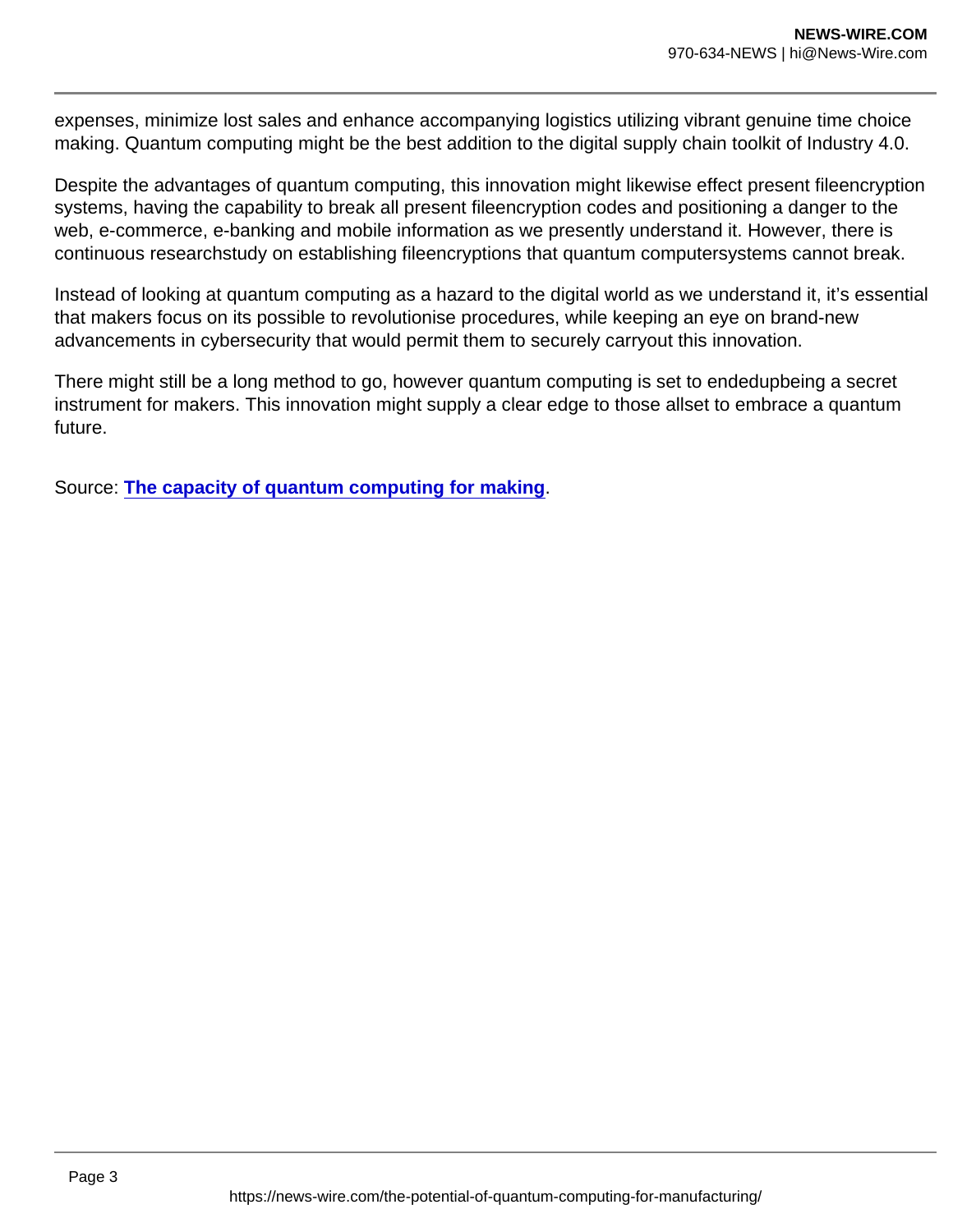expenses, minimize lost sales and enhance accompanying logistics utilizing vibrant genuine time choice making. Quantum computing might be the best addition to the digital supply chain toolkit of Industry 4.0.

Despite the advantages of quantum computing, this innovation might likewise effect present fileencryption systems, having the capability to break all present fileencryption codes and positioning a danger to the web, e-commerce, e-banking and mobile information as we presently understand it. However, there is continuous researchstudy on establishing fileencryptions that quantum computersystems cannot break.

Instead of looking at quantum computing as a hazard to the digital world as we understand it, it's essential that makers focus on its possible to revolutionise procedures, while keeping an eye on brand-new advancements in cybersecurity that would permit them to securely carryout this innovation.

There might still be a long method to go, however quantum computing is set to endedupbeing a secret instrument for makers. This innovation might supply a clear edge to those allset to embrace a quantum future.

Source: **The capacity of quantum computing for making**.